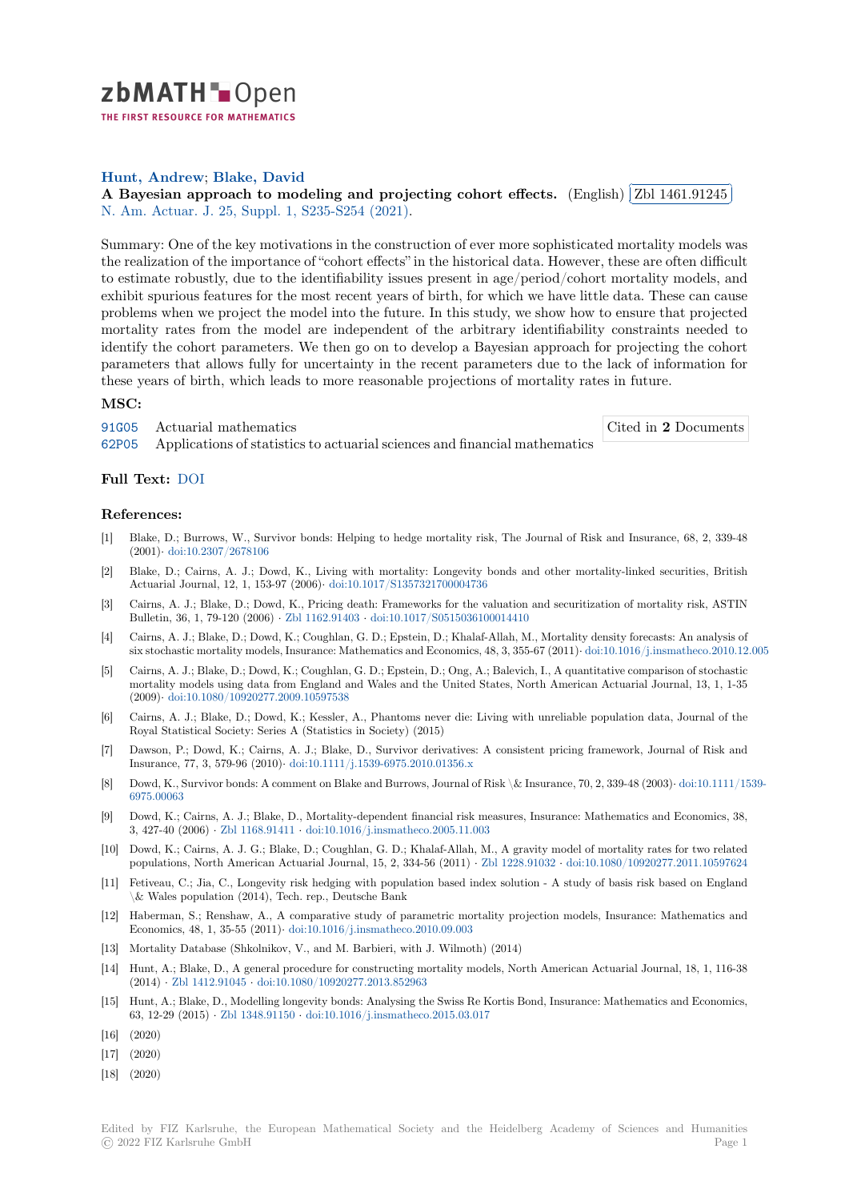**Hunt, Andrew; Blake, David**

**A Bayesian approach to modeling and projecting cohort effects.** (English) Zbl 1461.91245

N. Am. Actuar. J. 25, Suppl. 1, S235-S254 (2021).

Summary: One of the key motivations in the construction of ever more sophisticated mortality models was the realization of the importance of "cohort effects" in the historical data. However, these are often difficult to estimate robustly, due to the identifiability issues present in age/period/cohort mortality models, and exhibit spurious features for the most recent years of birth, for which we have little data. These can cause problems when we project the model into the future. In this study, we show how to ensure that projected mortality rates from the model are independent of the arbitrary identifiability constraints needed to identify the cohort parameters. We then go on to develop a Bayesian approach for projecting the cohort parameters that allows fully for uncertainty in the recent parameters due to the lack of information for these years of birth, which leads to more reasonable projections of mortality rates in future.

### MSC:

91G05 Actuarial mathematics

62P05 Applications of statistics to actuarial sciences and financial mathematics

Cited in **2** Documents

**Full Text:** DOI

### References:

[1] Blake, D.; Burrows, W., Survivor bonds: Helping to hedge mortality risk, The Journal of Risk and Insurance, 68, 2, 339-48 (2001)· doi:10.2307/2678106

[2] Blake, D.; Cairns, A. J.; Dowd, K., Living with mortality: Longevity bonds and other mortality-linked securities, British Actuarial Journal, 12, 1, 153-97 (2006)· doi:10.1017/S1357321700004736

[3] Cairns, A. J.; Blake, D.; Dowd, K., Pricing death: Frameworks for the valuation and securitization of mortality risk, ASTIN Bulletin, 36, 1, 79-120 (2006) · Zbl 1162.91403 · doi:10.1017/S0515036100014410

[4] Cairns, A. J.; Blake, D.; Dowd, K.; Coughlan, G. D.; Epstein, D.; Khalaf-Allah, M., Mortality density forecasts: An analysis of six stochastic mortality models, Insurance: Mathematics and Economics, 48, 3, 355-67 (2011)· doi:10.1016/j.insmatheco.2010.12.005

[5] Cairns, A. J.; Blake, D.; Dowd, K.; Coughlan, G. D.; Epstein, D.; Ong, A.; Balevich, I., A quantitative comparison of stochastic mortality models using data from England and Wales and the United States, North American Actuarial Journal, 13, 1, 1-35 (2009)· doi:10.1080/10920277.2009.10597538

[6] Cairns, A. J.; Blake, D.; Dowd, K.; Kessler, A., Phantoms never die: Living with unreliable population data, Journal of the Royal Statistical Society: Series A (Statistics in Society) (2015)

[7] Dawson, P.; Dowd, K.; Cairns, A. J.; Blake, D., Survivor derivatives: A consistent pricing framework, Journal of Risk and Insurance, 77, 3, 579-96 (2010)· doi:10.1111/j.1539-6975.2010.01356.x

[8] Dowd, K., Survivor bonds: A comment on Blake and Burrows, Journal of Risk \& Insurance, 70, 2, 339-48 (2003)· doi:10.1111/1539-6975.00063

[9] Dowd, K.; Cairns, A. J.; Blake, D., Mortality-dependent financial risk measures, Insurance: Mathematics and Economics, 38, 3, 427-40 (2006) · Zbl 1168.91411 · doi:10.1016/j.insmatheco.2005.11.003

[10] Dowd, K.; Cairns, A. J. G.; Blake, D.; Coughlan, G. D.; Khalaf-Allah, M., A gravity model of mortality rates for two related populations, North American Actuarial Journal, 15, 2, 334-56 (2011) · Zbl 1228.91032 · doi:10.1080/10920277.2011.10597624

[11] Fetiveau, C.; Jia, C., Longevity risk hedging with population based index solution - A study of basis risk based on England \& Wales population (2014), Tech. rep., Deutsche Bank

[12] Haberman, S.; Renshaw, A., A comparative study of parametric mortality projection models, Insurance: Mathematics and Economics, 48, 1, 35-55 (2011)· doi:10.1016/j.insmatheco.2010.09.003

[13] Mortality Database (Shkolnikov, V., and M. Barbieri, with J. Wilmoth) (2014)

[14] Hunt, A.; Blake, D., A general procedure for constructing mortality models, North American Actuarial Journal, 18, 1, 116-38 (2014) · Zbl 1412.91045 · doi:10.1080/10920277.2013.852963

[15] Hunt, A.; Blake, D., Modelling longevity bonds: Analysing the Swiss Re Kortis Bond, Insurance: Mathematics and Economics, 63, 12-29 (2015) · Zbl 1348.91150 · doi:10.1016/j.insmatheco.2015.03.017

[16] (2020)

[17] (2020)

[18] (2020)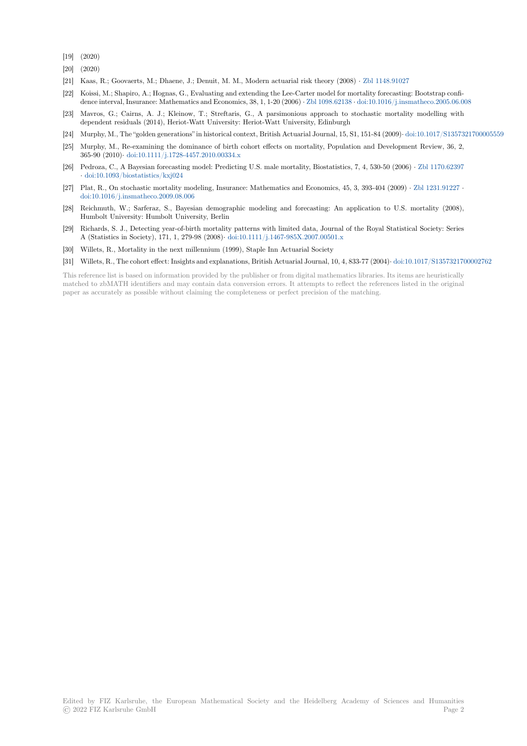[19] (2020)

[20] (2020)

[21] Kaas, R.; Goovaerts, M.; Dhaene, J.; Denuit, M. M., Modern actuarial risk theory (2008) · Zbl 1148.91027

[22] Koissi, M.; Shapiro, A.; Hognas, G., Evaluating and extending the Lee-Carter model for mortality forecasting: Bootstrap confidence interval, Insurance: Mathematics and Economics, 38, 1, 1-20 (2006) · Zbl 1098.62138 · doi:10.1016/j.insmatheco.2005.06.008

[23] Mavros, G.; Cairns, A. J.; Kleinow, T.; Streftaris, G., A parsimonious approach to stochastic mortality modelling with dependent residuals (2014), Heriot-Watt University: Heriot-Watt University, Edinburgh

[24] Murphy, M., The "golden generations" in historical context, British Actuarial Journal, 15, S1, 151-84 (2009)· doi:10.1017/S1357321700005559

[25] Murphy, M., Re-examining the dominance of birth cohort effects on mortality, Population and Development Review, 36, 2, 365-90 (2010)· doi:10.1111/j.1728-4457.2010.00334.x

[26] Pedroza, C., A Bayesian forecasting model: Predicting U.S. male mortality, Biostatistics, 7, 4, 530-50 (2006) · Zbl 1170.62397 · doi:10.1093/biostatistics/kxj024

[27] Plat, R., On stochastic mortality modeling, Insurance: Mathematics and Economics, 45, 3, 393-404 (2009) · Zbl 1231.91227 · doi:10.1016/j.insmatheco.2009.08.006

[28] Reichmuth, W.; Sarferaz, S., Bayesian demographic modeling and forecasting: An application to U.S. mortality (2008), Humbolt University: Humbolt University, Berlin

[29] Richards, S. J., Detecting year-of-birth mortality patterns with limited data, Journal of the Royal Statistical Society: Series A (Statistics in Society), 171, 1, 279-98 (2008)· doi:10.1111/j.1467-985X.2007.00501.x

[30] Willets, R., Mortality in the next millennium (1999), Staple Inn Actuarial Society

[31] Willets, R., The cohort effect: Insights and explanations, British Actuarial Journal, 10, 4, 833-77 (2004)· doi:10.1017/S1357321700002762

This reference list is based on information provided by the publisher or from digital mathematics libraries. Its items are heuristically matched to zbMATH identifiers and may contain data conversion errors. It attempts to reflect the references listed in the original paper as accurately as possible without claiming the completeness or perfect precision of the matching.